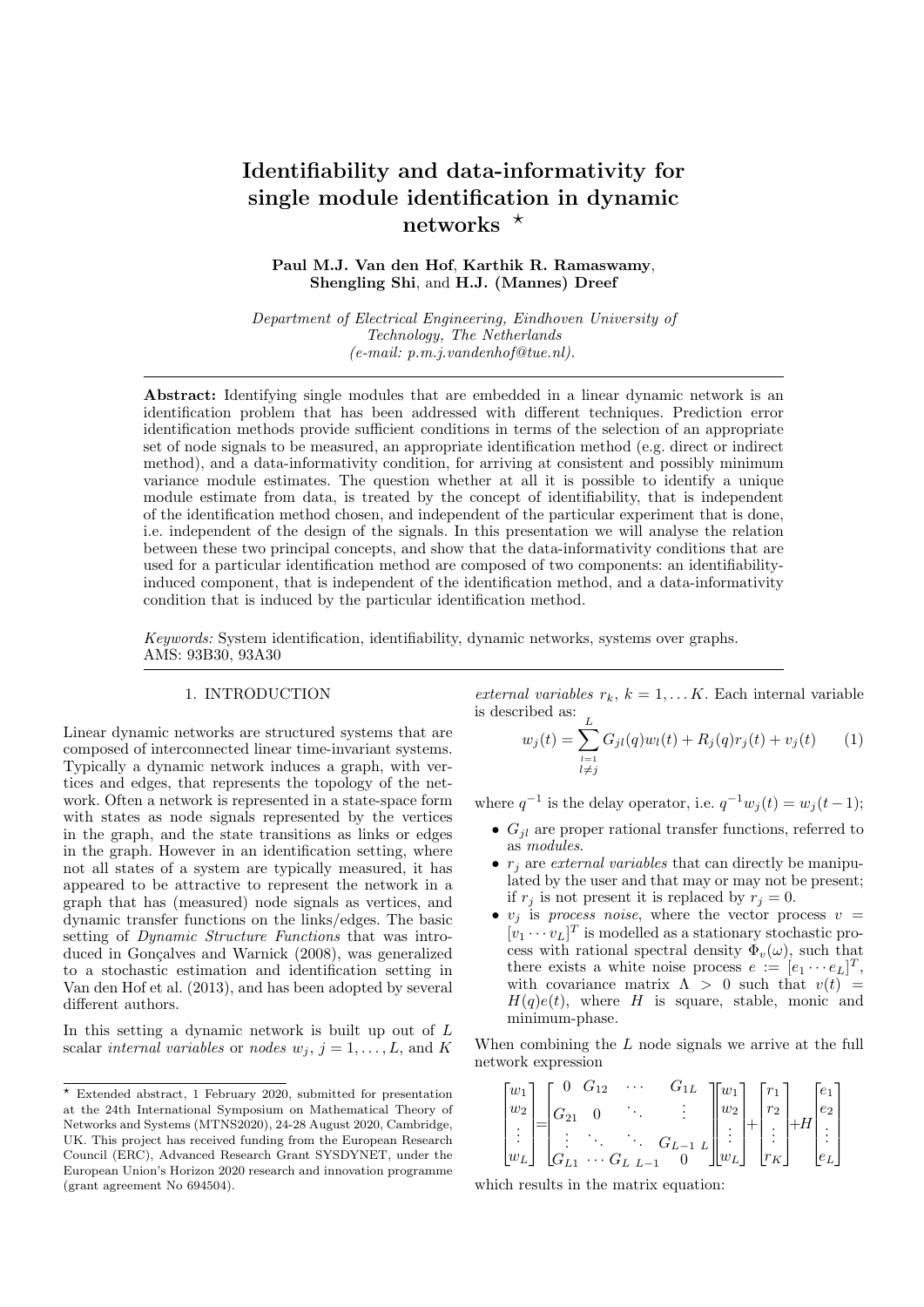# Identifiability and data-informativity for single module identification in dynamic networks ⋆

**Paul M.J. Van den Hof**, **Karthik R. Ramaswamy**, **Shengling Shi**, and **H.J. (Mannes) Dreef**

*Department of Electrical Engineering, Eindhoven University of Technology, The Netherlands (e-mail: p.m.j.vandenhof@tue.nl).*

**Abstract:** Identifying single modules that are embedded in a linear dynamic network is an identification problem that has been addressed with different techniques. Prediction error identification methods provide sufficient conditions in terms of the selection of an appropriate set of node signals to be measured, an appropriate identification method (e.g. direct or indirect method), and a data-informativity condition, for arriving at consistent and possibly minimum variance module estimates. The question whether at all it is possible to identify a unique module estimate from data, is treated by the concept of identifiability, that is independent of the identification method chosen, and independent of the particular experiment that is done, i.e. independent of the design of the signals. In this presentation we will analyse the relation between these two principal concepts, and show that the data-informativity conditions that are used for a particular identification method are composed of two components: an identifiability-induced component, that is independent of the identification method, and a data-informativity condition that is induced by the particular identification method.

*Keywords:* System identification, identifiability, dynamic networks, systems over graphs. AMS: 93B30, 93A30

## 1. INTRODUCTION

Linear dynamic networks are structured systems that are composed of interconnected linear time-invariant systems. Typically a dynamic network induces a graph, with vertices and edges, that represents the topology of the network. Often a network is represented in a state-space form with states as node signals represented by the vertices in the graph, and the state transitions as links or edges in the graph. However in an identification setting, where not all states of a system are typically measured, it has appeared to be attractive to represent the network in a graph that has (measured) node signals as vertices, and dynamic transfer functions on the links/edges. The basic setting of *Dynamic Structure Functions* that was introduced in Gonçalves and Warnick (2008), was generalized to a stochastic estimation and identification setting in Van den Hof et al. (2013), and has been adopted by several different authors.

In this setting a dynamic network is built up out of $L$ scalar *internal variables* or *nodes* $w_j$, $j = 1, \dots, L$, and $K$ *external variables* $r_k$, $k = 1, \dots K$. Each internal variable is described as:

$$w_j(t) = \sum_{\substack{l=1 \\ l \neq j}}^{L} G_{jl}(q) w_l(t) + R_j(q) r_j(t) + v_j(t) \qquad (1)$$

where $q^{-1}$ is the delay operator, i.e. $q^{-1} w_j(t) = w_j(t-1)$;

- $G_{jl}$ are proper rational transfer functions, referred to as *modules*.
- $r_j$ are *external variables* that can directly be manipulated by the user and that may or may not be present; if $r_j$ is not present it is replaced by $r_j = 0$.
- $v_j$ is *process noise*, where the vector process $v = [v_1 \cdots v_L]^T$ is modelled as a stationary stochastic process with rational spectral density $\Phi_v(\omega)$, such that there exists a white noise process $e := [e_1 \cdots e_L]^T$, with covariance matrix $\Lambda > 0$ such that $v(t) = H(q)e(t)$, where $H$ is square, stable, monic and minimum-phase.

When combining the $L$ node signals we arrive at the full network expression

$$\begin{bmatrix} w_1 \\ w_2 \\ \vdots \\ w_L \end{bmatrix} = \begin{bmatrix} 0 & G_{12} & \cdots & G_{1L} \\ G_{21} & 0 & \ddots & \vdots \\ \vdots & \ddots & \ddots & G_{L-1\ L} \\ G_{L1} & \cdots & G_{L\ L-1} & 0 \end{bmatrix} \begin{bmatrix} w_1 \\ w_2 \\ \vdots \\ w_L \end{bmatrix} + \begin{bmatrix} r_1 \\ r_2 \\ \vdots \\ r_K \end{bmatrix} + H \begin{bmatrix} e_1 \\ e_2 \\ \vdots \\ e_L \end{bmatrix}$$

which results in the matrix equation:

⋆ Extended abstract, 1 February 2020, submitted for presentation at the 24th International Symposium on Mathematical Theory of Networks and Systems (MTNS2020), 24-28 August 2020, Cambridge, UK. This project has received funding from the European Research Council (ERC), Advanced Research Grant SYSDYNET, under the European Union's Horizon 2020 research and innovation programme (grant agreement No 694504).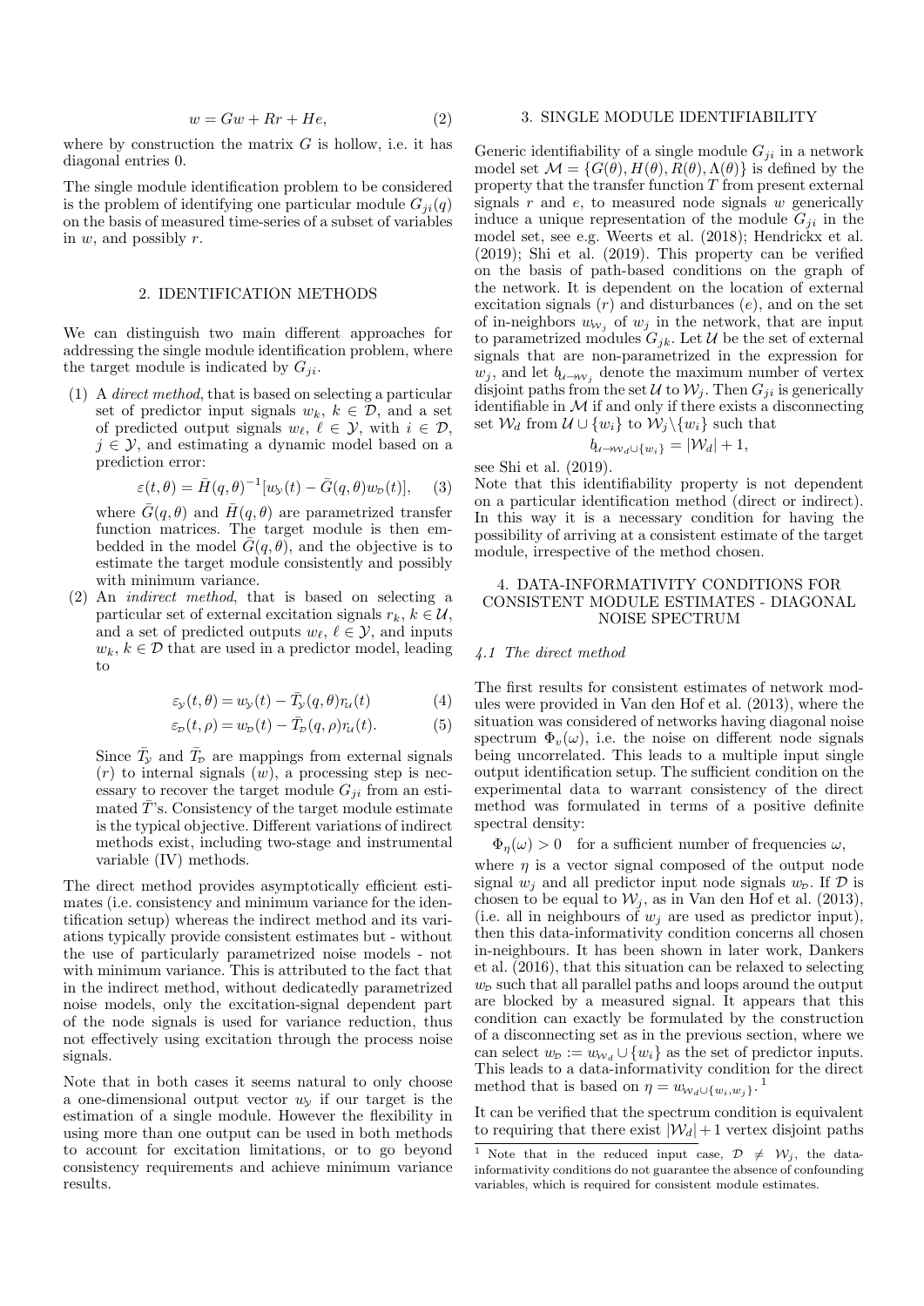$$w = Gw + Rr + He, \tag{2}$$

where by construction the matrix $G$ is hollow, i.e. it has diagonal entries 0.

The single module identification problem to be considered is the problem of identifying one particular module $G_{ji}(q)$ on the basis of measured time-series of a subset of variables in $w$, and possibly $r$.

## 2. IDENTIFICATION METHODS

We can distinguish two main different approaches for addressing the single module identification problem, where the target module is indicated by $G_{ji}$.

(1) A *direct method*, that is based on selecting a particular set of predictor input signals $w_k$, $k \in \mathcal{D}$, and a set of predicted output signals $w_\ell$, $\ell \in \mathcal{Y}$, with $i \in \mathcal{D}$, $j \in \mathcal{Y}$, and estimating a dynamic model based on a prediction error:

$$\varepsilon(t, \theta) = \bar{H}(q, \theta)^{-1}[w_\mathcal{Y}(t) - \bar{G}(q, \theta) w_\mathcal{D}(t)], \tag{3}$$

where $\bar{G}(q, \theta)$ and $\bar{H}(q, \theta)$ are parametrized transfer function matrices. The target module is then embedded in the model $\bar{G}(q, \theta)$, and the objective is to estimate the target module consistently and possibly with minimum variance.

(2) An *indirect method*, that is based on selecting a particular set of external excitation signals $r_k$, $k \in \mathcal{U}$, and a set of predicted outputs $w_\ell$, $\ell \in \mathcal{Y}$, and inputs $w_k$, $k \in \mathcal{D}$ that are used in a predictor model, leading to

$$\varepsilon_\mathcal{Y}(t, \theta) = w_\mathcal{Y}(t) - \bar{T}_\mathcal{Y}(q, \theta) r_\mathcal{U}(t) \tag{4}$$

$$\varepsilon_\mathcal{D}(t, \rho) = w_\mathcal{D}(t) - \bar{T}_\mathcal{D}(q, \rho) r_\mathcal{U}(t). \tag{5}$$

Since $\bar{T}_\mathcal{Y}$ and $\bar{T}_\mathcal{D}$ are mappings from external signals ($r$) to internal signals ($w$), a processing step is necessary to recover the target module $G_{ji}$ from an estimated $\bar{T}$'s. Consistency of the target module estimate is the typical objective. Different variations of indirect methods exist, including two-stage and instrumental variable (IV) methods.

The direct method provides asymptotically efficient estimates (i.e. consistency and minimum variance for the identification setup) whereas the indirect method and its variations typically provide consistent estimates but - without the use of particularly parametrized noise models - not with minimum variance. This is attributed to the fact that in the indirect method, without dedicatedly parametrized noise models, only the excitation-signal dependent part of the node signals is used for variance reduction, thus not effectively using excitation through the process noise signals.

Note that in both cases it seems natural to only choose a one-dimensional output vector $w_\mathcal{Y}$ if our target is the estimation of a single module. However the flexibility in using more than one output can be used in both methods to account for excitation limitations, or to go beyond consistency requirements and achieve minimum variance results.

## 3. SINGLE MODULE IDENTIFIABILITY

Generic identifiability of a single module $G_{ji}$ in a network model set $\mathcal{M} = \{G(\theta), H(\theta), R(\theta), \Lambda(\theta)\}$ is defined by the property that the transfer function $T$ from present external signals $r$ and $e$, to measured node signals $w$ generically induce a unique representation of the module $G_{ji}$ in the model set, see e.g. Weerts et al. (2018); Hendrickx et al. (2019); Shi et al. (2019). This property can be verified on the basis of path-based conditions on the graph of the network. It is dependent on the location of external excitation signals ($r$) and disturbances ($e$), and on the set of in-neighbors $w_{\mathcal{W}_j}$ of $w_j$ in the network, that are input to parametrized modules $G_{jk}$. Let $\mathcal{U}$ be the set of external signals that are non-parametrized in the expression for $w_j$, and let $b_{\mathcal{U} \to \mathcal{W}_j}$ denote the maximum number of vertex disjoint paths from the set $\mathcal{U}$ to $\mathcal{W}_j$. Then $G_{ji}$ is generically identifiable in $\mathcal{M}$ if and only if there exists a disconnecting set $\mathcal{W}_d$ from $\mathcal{U} \cup \{w_i\}$ to $\mathcal{W}_j \backslash \{w_i\}$ such that

$$b_{\mathcal{U} \to \mathcal{W}_d \cup \{w_i\}} = |\mathcal{W}_d| + 1,$$

see Shi et al. (2019).

Note that this identifiability property is not dependent on a particular identification method (direct or indirect). In this way it is a necessary condition for having the possibility of arriving at a consistent estimate of the target module, irrespective of the method chosen.

## 4. DATA-INFORMATIVITY CONDITIONS FOR CONSISTENT MODULE ESTIMATES - DIAGONAL NOISE SPECTRUM

### 4.1 The direct method

The first results for consistent estimates of network modules were provided in Van den Hof et al. (2013), where the situation was considered of networks having diagonal noise spectrum $\Phi_v(\omega)$, i.e. the noise on different node signals being uncorrelated. This leads to a multiple input single output identification setup. The sufficient condition on the experimental data to warrant consistency of the direct method was formulated in terms of a positive definite spectral density:

$\Phi_\eta(\omega) > 0$ for a sufficient number of frequencies $\omega$,

where $\eta$ is a vector signal composed of the output node signal $w_j$ and all predictor input node signals $w_\mathcal{D}$. If $\mathcal{D}$ is chosen to be equal to $\mathcal{W}_j$, as in Van den Hof et al. (2013), (i.e. all in neighbours of $w_j$ are used as predictor input), then this data-informativity condition concerns all chosen in-neighbours. It has been shown in later work, Dankers et al. (2016), that this situation can be relaxed to selecting $w_\mathcal{D}$ such that all parallel paths and loops around the output are blocked by a measured signal. It appears that this condition can exactly be formulated by the construction of a disconnecting set as in the previous section, where we can select $w_\mathcal{D} := w_{\mathcal{W}_d} \cup \{w_i\}$ as the set of predictor inputs. This leads to a data-informativity condition for the direct method that is based on $\eta = w_{\mathcal{W}_d \cup \{w_i, w_j\}}$.[1]

It can be verified that the spectrum condition is equivalent to requiring that there exist $|\mathcal{W}_d| + 1$ vertex disjoint paths

[1] Note that in the reduced input case, $\mathcal{D} \neq \mathcal{W}_j$, the data-informativity conditions do not guarantee the absence of confounding variables, which is required for consistent module estimates.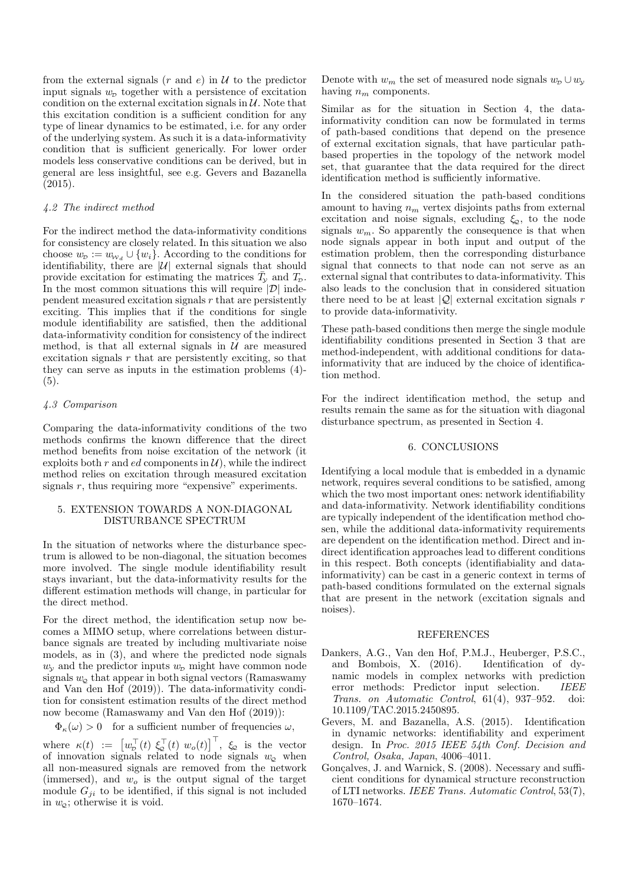from the external signals ($r$ and $e$) in $\mathcal{U}$ to the predictor input signals $w_{\mathcal{D}}$ together with a persistence of excitation condition on the external excitation signals in $\mathcal{U}$. Note that this excitation condition is a sufficient condition for any type of linear dynamics to be estimated, i.e. for any order of the underlying system. As such it is a data-informativity condition that is sufficient generically. For lower order models less conservative conditions can be derived, but in general are less insightful, see e.g. Gevers and Bazanella (2015).

### *4.2 The indirect method*

For the indirect method the data-informativity conditions for consistency are closely related. In this situation we also choose $w_{\mathcal{D}} := w_{\mathcal{W}_d} \cup \{w_i\}$. According to the conditions for identifiability, there are $|\mathcal{U}|$ external signals that should provide excitation for estimating the matrices $\bar{T}_{\mathcal{Y}}$ and $T_{\mathcal{D}}$. In the most common situations this will require $|\mathcal{D}|$ independent measured excitation signals $r$ that are persistently exciting. This implies that if the conditions for single module identifiability are satisfied, then the additional data-informativity condition for consistency of the indirect method, is that all external signals in $\mathcal{U}$ are measured excitation signals $r$ that are persistently exciting, so that they can serve as inputs in the estimation problems (4)-(5).

### *4.3 Comparison*

Comparing the data-informativity conditions of the two methods confirms the known difference that the direct method benefits from noise excitation of the network (it exploits both $r$ and $ed$ components in $\mathcal{U}$), while the indirect method relies on excitation through measured excitation signals $r$, thus requiring more "expensive" experiments.

## 5. EXTENSION TOWARDS A NON-DIAGONAL DISTURBANCE SPECTRUM

In the situation of networks where the disturbance spectrum is allowed to be non-diagonal, the situation becomes more involved. The single module identifiability result stays invariant, but the data-informativity results for the different estimation methods will change, in particular for the direct method.

For the direct method, the identification setup now becomes a MIMO setup, where correlations between disturbance signals are treated by including multivariate noise models, as in (3), and where the predicted node signals $w_{\mathcal{Y}}$ and the predictor inputs $w_{\mathcal{D}}$ might have common node signals $w_{\mathcal{Q}}$ that appear in both signal vectors (Ramaswamy and Van den Hof (2019)). The data-informativity condition for consistent estimation results of the direct method now become (Ramaswamy and Van den Hof (2019)):

$$\Phi_{\kappa}(\omega) > 0 \quad \text{for a sufficient number of frequencies } \omega,$$

where $\kappa(t) := \left[w_{\mathcal{D}}^{\top}(t)\ \xi_{\mathcal{Q}}^{\top}(t)\ w_o(t)\right]^{\top}$, $\xi_{\mathcal{Q}}$ is the vector of innovation signals related to node signals $w_{\mathcal{Q}}$ when all non-measured signals are removed from the network (immersed), and $w_o$ is the output signal of the target module $G_{ji}$ to be identified, if this signal is not included in $w_{\mathcal{Q}}$; otherwise it is void.

Denote with $w_m$ the set of measured node signals $w_{\mathcal{D}} \cup w_{\mathcal{Y}}$ having $n_m$ components.

Similar as for the situation in Section 4, the data-informativity condition can now be formulated in terms of path-based conditions that depend on the presence of external excitation signals, that have particular path-based properties in the topology of the network model set, that guarantee that the data required for the direct identification method is sufficiently informative.

In the considered situation the path-based conditions amount to having $n_m$ vertex disjoints paths from external excitation and noise signals, excluding $\xi_{\mathcal{Q}}$, to the node signals $w_m$. So apparently the consequence is that when node signals appear in both input and output of the estimation problem, then the corresponding disturbance signal that connects to that node can not serve as an external signal that contributes to data-informativity. This also leads to the conclusion that in considered situation there need to be at least $|\mathcal{Q}|$ external excitation signals $r$ to provide data-informativity.

These path-based conditions then merge the single module identifiability conditions presented in Section 3 that are method-independent, with additional conditions for data-informativity that are induced by the choice of identification method.

For the indirect identification method, the setup and results remain the same as for the situation with diagonal disturbance spectrum, as presented in Section 4.

## 6. CONCLUSIONS

Identifying a local module that is embedded in a dynamic network, requires several conditions to be satisfied, among which the two most important ones: network identifiability and data-informativity. Network identifiability conditions are typically independent of the identification method chosen, while the additional data-informativity requirements are dependent on the identification method. Direct and indirect identification approaches lead to different conditions in this respect. Both concepts (identifiabiality and data-informativity) can be cast in a generic context in terms of path-based conditions formulated on the external signals that are present in the network (excitation signals and noises).

## REFERENCES

Dankers, A.G., Van den Hof, P.M.J., Heuberger, P.S.C., and Bombois, X. (2016). Identification of dynamic models in complex networks with prediction error methods: Predictor input selection. *IEEE Trans. on Automatic Control*, 61(4), 937–952. doi: 10.1109/TAC.2015.2450895.

Gevers, M. and Bazanella, A.S. (2015). Identification in dynamic networks: identifiability and experiment design. In *Proc. 2015 IEEE 54th Conf. Decision and Control, Osaka, Japan*, 4006–4011.

Gonçalves, J. and Warnick, S. (2008). Necessary and sufficient conditions for dynamical structure reconstruction of LTI networks. *IEEE Trans. Automatic Control*, 53(7), 1670–1674.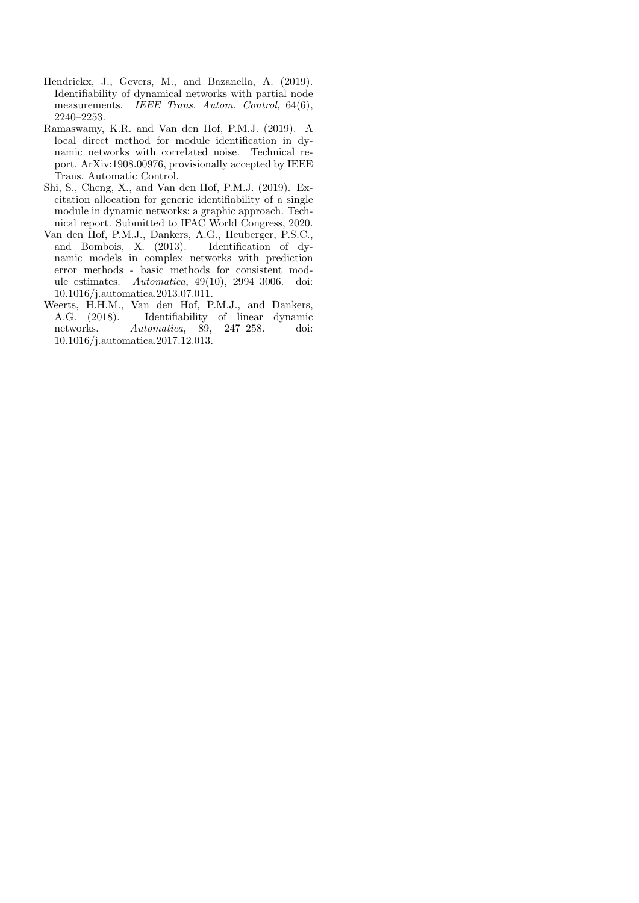Hendrickx, J., Gevers, M., and Bazanella, A. (2019). Identifiability of dynamical networks with partial node measurements. *IEEE Trans. Autom. Control*, 64(6), 2240–2253.

Ramaswamy, K.R. and Van den Hof, P.M.J. (2019). A local direct method for module identification in dynamic networks with correlated noise. Technical report. ArXiv:1908.00976, provisionally accepted by IEEE Trans. Automatic Control.

Shi, S., Cheng, X., and Van den Hof, P.M.J. (2019). Excitation allocation for generic identifiability of a single module in dynamic networks: a graphic approach. Technical report. Submitted to IFAC World Congress, 2020.

Van den Hof, P.M.J., Dankers, A.G., Heuberger, P.S.C., and Bombois, X. (2013). Identification of dynamic models in complex networks with prediction error methods - basic methods for consistent module estimates. *Automatica*, 49(10), 2994–3006. doi: 10.1016/j.automatica.2013.07.011.

Weerts, H.H.M., Van den Hof, P.M.J., and Dankers, A.G. (2018). Identifiability of linear dynamic networks. *Automatica*, 89, 247–258. doi: 10.1016/j.automatica.2017.12.013.